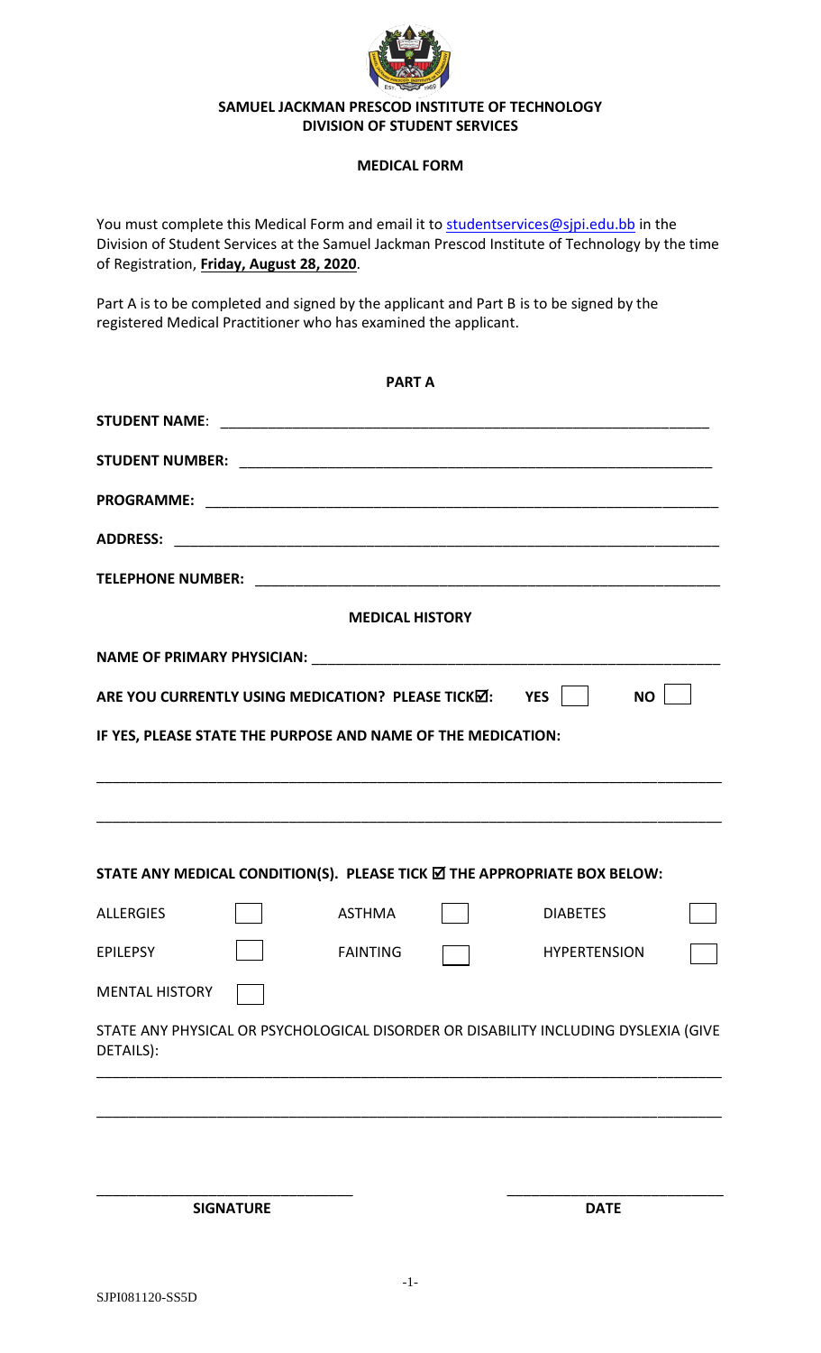**SAMUEL JACKMAN PRESCOD INSTITUTE OF TECHNOLOGY**
**DIVISION OF STUDENT SERVICES**

**MEDICAL FORM**

You must complete this Medical Form and email it to studentservices@sjpi.edu.bb in the Division of Student Services at the Samuel Jackman Prescod Institute of Technology by the time of Registration, **Friday, August 28, 2020**.

Part A is to be completed and signed by the applicant and Part B is to be signed by the registered Medical Practitioner who has examined the applicant.

## PART A

**STUDENT NAME**: ____________________________________________________________

**STUDENT NUMBER:** ____________________________________________________________

**PROGRAMME:** ____________________________________________________________

**ADDRESS:** ____________________________________________________________

**TELEPHONE NUMBER:** ____________________________________________________________

### MEDICAL HISTORY

**NAME OF PRIMARY PHYSICIAN:** ____________________________________________________________

**ARE YOU CURRENTLY USING MEDICATION? PLEASE TICK☑: YES ☐ NO ☐**

**IF YES, PLEASE STATE THE PURPOSE AND NAME OF THE MEDICATION:**

____________________________________________________________________________

____________________________________________________________________________

**STATE ANY MEDICAL CONDITION(S). PLEASE TICK ☑ THE APPROPRIATE BOX BELOW:**

| | | | | | |
|---|---|---|---|---|---|
| ALLERGIES | ☐ | ASTHMA | ☐ | DIABETES | ☐ |
| EPILEPSY | ☐ | FAINTING | ☐ | HYPERTENSION | ☐ |
| MENTAL HISTORY | ☐ | | | | |

STATE ANY PHYSICAL OR PSYCHOLOGICAL DISORDER OR DISABILITY INCLUDING DYSLEXIA (GIVE DETAILS):

____________________________________________________________________________

____________________________________________________________________________

________________________________ ____________________________

**SIGNATURE** **DATE**

SJPI081120-SS5D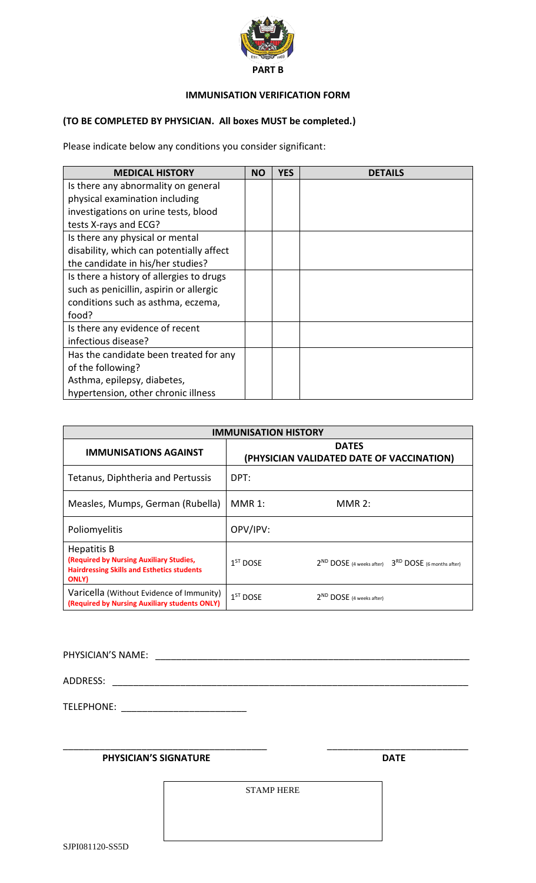**PART B**

## IMMUNISATION VERIFICATION FORM

**(TO BE COMPLETED BY PHYSICIAN. All boxes MUST be completed.)**

Please indicate below any conditions you consider significant:

| MEDICAL HISTORY | NO | YES | DETAILS |
|---|---|---|---|
| Is there any abnormality on general physical examination including investigations on urine tests, blood tests X-rays and ECG? | | | |
| Is there any physical or mental disability, which can potentially affect the candidate in his/her studies? | | | |
| Is there a history of allergies to drugs such as penicillin, aspirin or allergic conditions such as asthma, eczema, food? | | | |
| Is there any evidence of recent infectious disease? | | | |
| Has the candidate been treated for any of the following? Asthma, epilepsy, diabetes, hypertension, other chronic illness | | | |

| IMMUNISATION HISTORY | | | |
|---|---|---|---|
| **IMMUNISATIONS AGAINST** | **DATES (PHYSICIAN VALIDATED DATE OF VACCINATION)** | | |
| Tetanus, Diphtheria and Pertussis | DPT: | | |
| Measles, Mumps, German (Rubella) | MMR 1: | MMR 2: | |
| Poliomyelitis | OPV/IPV: | | |
| Hepatitis B **(Required by Nursing Auxiliary Studies, Hairdressing Skills and Esthetics students ONLY)** | 1ST DOSE | 2ND DOSE (4 weeks after) | 3RD DOSE (6 months after) |
| Varicella (Without Evidence of Immunity) **(Required by Nursing Auxiliary students ONLY)** | 1ST DOSE | 2ND DOSE (4 weeks after) | |

PHYSICIAN'S NAME: ______________________________________________

ADDRESS: ______________________________________________

TELEPHONE: ________________________

________________________________________ **PHYSICIAN'S SIGNATURE**

________________________ **DATE**

STAMP HERE

SJPI081120-SS5D